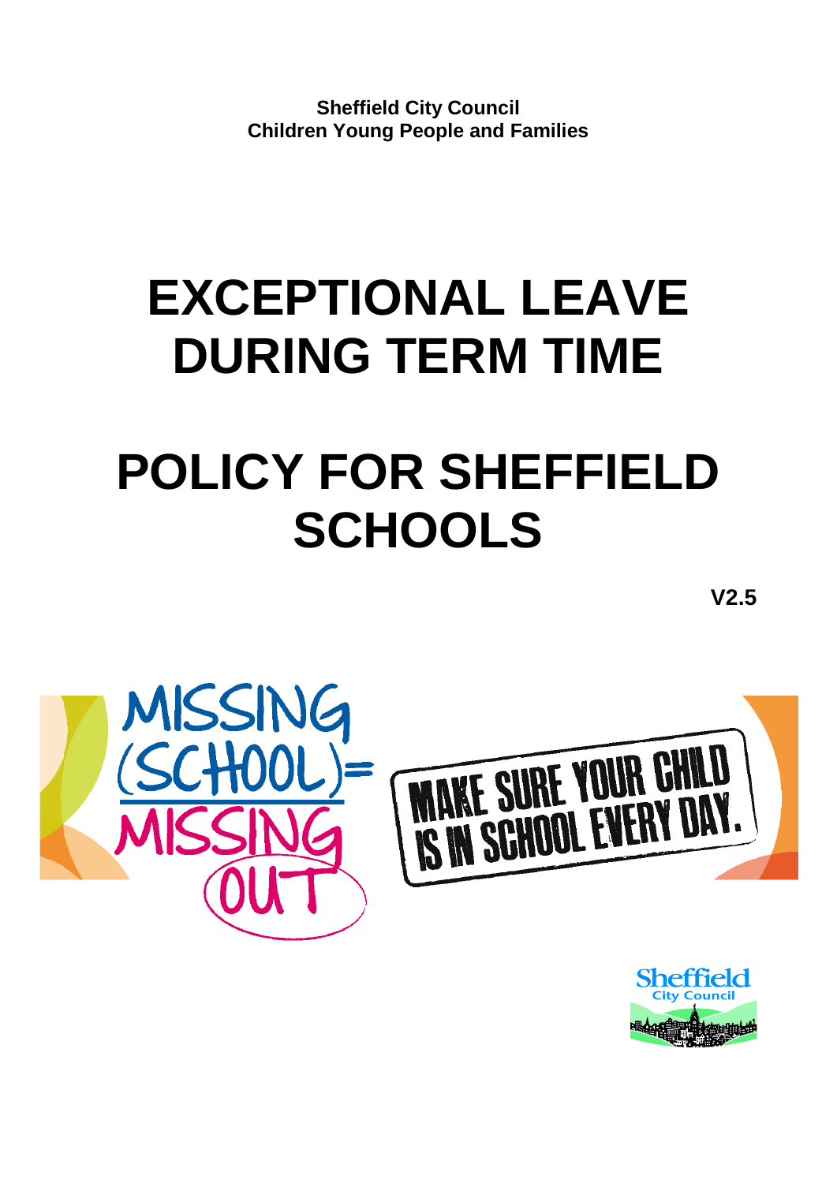**Sheffield City Council**
**Children Young People and Families**

# EXCEPTIONAL LEAVE DURING TERM TIME

# POLICY FOR SHEFFIELD SCHOOLS

**V2.5**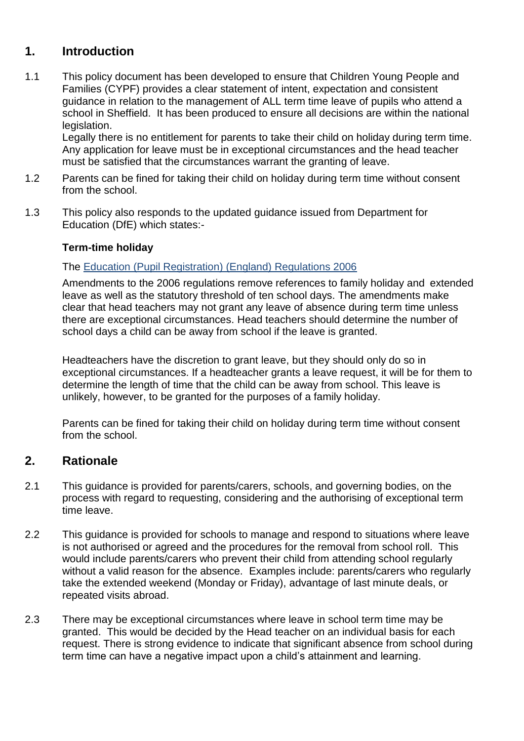## 1. Introduction

1.1 This policy document has been developed to ensure that Children Young People and Families (CYPF) provides a clear statement of intent, expectation and consistent guidance in relation to the management of ALL term time leave of pupils who attend a school in Sheffield. It has been produced to ensure all decisions are within the national legislation.
Legally there is no entitlement for parents to take their child on holiday during term time. Any application for leave must be in exceptional circumstances and the head teacher must be satisfied that the circumstances warrant the granting of leave.

1.2 Parents can be fined for taking their child on holiday during term time without consent from the school.

1.3 This policy also responds to the updated guidance issued from Department for Education (DfE) which states:-

**Term-time holiday**

The Education (Pupil Registration) (England) Regulations 2006

Amendments to the 2006 regulations remove references to family holiday and extended leave as well as the statutory threshold of ten school days. The amendments make clear that head teachers may not grant any leave of absence during term time unless there are exceptional circumstances. Head teachers should determine the number of school days a child can be away from school if the leave is granted.

Headteachers have the discretion to grant leave, but they should only do so in exceptional circumstances. If a headteacher grants a leave request, it will be for them to determine the length of time that the child can be away from school. This leave is unlikely, however, to be granted for the purposes of a family holiday.

Parents can be fined for taking their child on holiday during term time without consent from the school.

## 2. Rationale

2.1 This guidance is provided for parents/carers, schools, and governing bodies, on the process with regard to requesting, considering and the authorising of exceptional term time leave.

2.2 This guidance is provided for schools to manage and respond to situations where leave is not authorised or agreed and the procedures for the removal from school roll. This would include parents/carers who prevent their child from attending school regularly without a valid reason for the absence. Examples include: parents/carers who regularly take the extended weekend (Monday or Friday), advantage of last minute deals, or repeated visits abroad.

2.3 There may be exceptional circumstances where leave in school term time may be granted. This would be decided by the Head teacher on an individual basis for each request. There is strong evidence to indicate that significant absence from school during term time can have a negative impact upon a child's attainment and learning.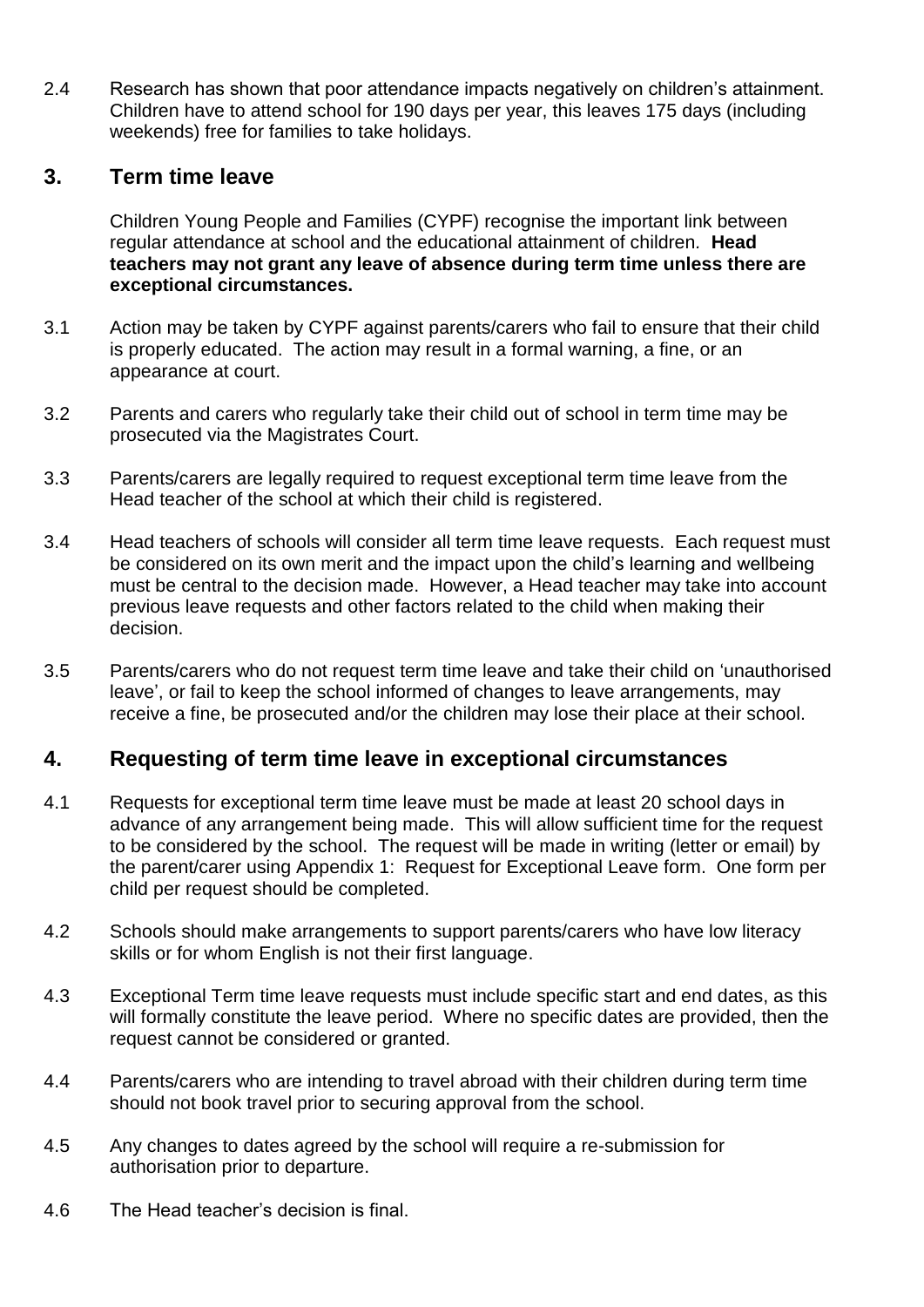2.4 Research has shown that poor attendance impacts negatively on children's attainment. Children have to attend school for 190 days per year, this leaves 175 days (including weekends) free for families to take holidays.

## 3. Term time leave

Children Young People and Families (CYPF) recognise the important link between regular attendance at school and the educational attainment of children. **Head teachers may not grant any leave of absence during term time unless there are exceptional circumstances.**

3.1 Action may be taken by CYPF against parents/carers who fail to ensure that their child is properly educated. The action may result in a formal warning, a fine, or an appearance at court.

3.2 Parents and carers who regularly take their child out of school in term time may be prosecuted via the Magistrates Court.

3.3 Parents/carers are legally required to request exceptional term time leave from the Head teacher of the school at which their child is registered.

3.4 Head teachers of schools will consider all term time leave requests. Each request must be considered on its own merit and the impact upon the child's learning and wellbeing must be central to the decision made. However, a Head teacher may take into account previous leave requests and other factors related to the child when making their decision.

3.5 Parents/carers who do not request term time leave and take their child on 'unauthorised leave', or fail to keep the school informed of changes to leave arrangements, may receive a fine, be prosecuted and/or the children may lose their place at their school.

## 4. Requesting of term time leave in exceptional circumstances

4.1 Requests for exceptional term time leave must be made at least 20 school days in advance of any arrangement being made. This will allow sufficient time for the request to be considered by the school. The request will be made in writing (letter or email) by the parent/carer using Appendix 1: Request for Exceptional Leave form. One form per child per request should be completed.

4.2 Schools should make arrangements to support parents/carers who have low literacy skills or for whom English is not their first language.

4.3 Exceptional Term time leave requests must include specific start and end dates, as this will formally constitute the leave period. Where no specific dates are provided, then the request cannot be considered or granted.

4.4 Parents/carers who are intending to travel abroad with their children during term time should not book travel prior to securing approval from the school.

4.5 Any changes to dates agreed by the school will require a re-submission for authorisation prior to departure.

4.6 The Head teacher's decision is final.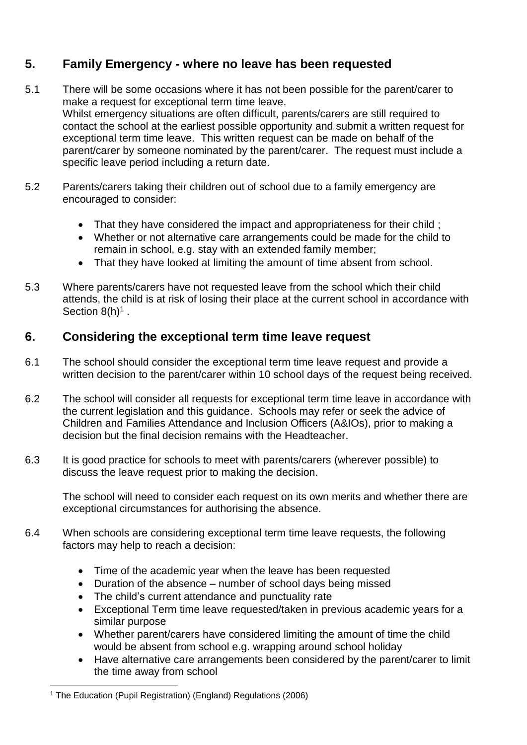## 5. Family Emergency - where no leave has been requested

5.1 There will be some occasions where it has not been possible for the parent/carer to make a request for exceptional term time leave.
Whilst emergency situations are often difficult, parents/carers are still required to contact the school at the earliest possible opportunity and submit a written request for exceptional term time leave. This written request can be made on behalf of the parent/carer by someone nominated by the parent/carer. The request must include a specific leave period including a return date.

5.2 Parents/carers taking their children out of school due to a family emergency are encouraged to consider:

- That they have considered the impact and appropriateness for their child ;
- Whether or not alternative care arrangements could be made for the child to remain in school, e.g. stay with an extended family member;
- That they have looked at limiting the amount of time absent from school.

5.3 Where parents/carers have not requested leave from the school which their child attends, the child is at risk of losing their place at the current school in accordance with Section 8(h)[1] .

## 6. Considering the exceptional term time leave request

6.1 The school should consider the exceptional term time leave request and provide a written decision to the parent/carer within 10 school days of the request being received.

6.2 The school will consider all requests for exceptional term time leave in accordance with the current legislation and this guidance. Schools may refer or seek the advice of Children and Families Attendance and Inclusion Officers (A&IOs), prior to making a decision but the final decision remains with the Headteacher.

6.3 It is good practice for schools to meet with parents/carers (wherever possible) to discuss the leave request prior to making the decision.

The school will need to consider each request on its own merits and whether there are exceptional circumstances for authorising the absence.

6.4 When schools are considering exceptional term time leave requests, the following factors may help to reach a decision:

- Time of the academic year when the leave has been requested
- Duration of the absence – number of school days being missed
- The child's current attendance and punctuality rate
- Exceptional Term time leave requested/taken in previous academic years for a similar purpose
- Whether parent/carers have considered limiting the amount of time the child would be absent from school e.g. wrapping around school holiday
- Have alternative care arrangements been considered by the parent/carer to limit the time away from school

[1] The Education (Pupil Registration) (England) Regulations (2006)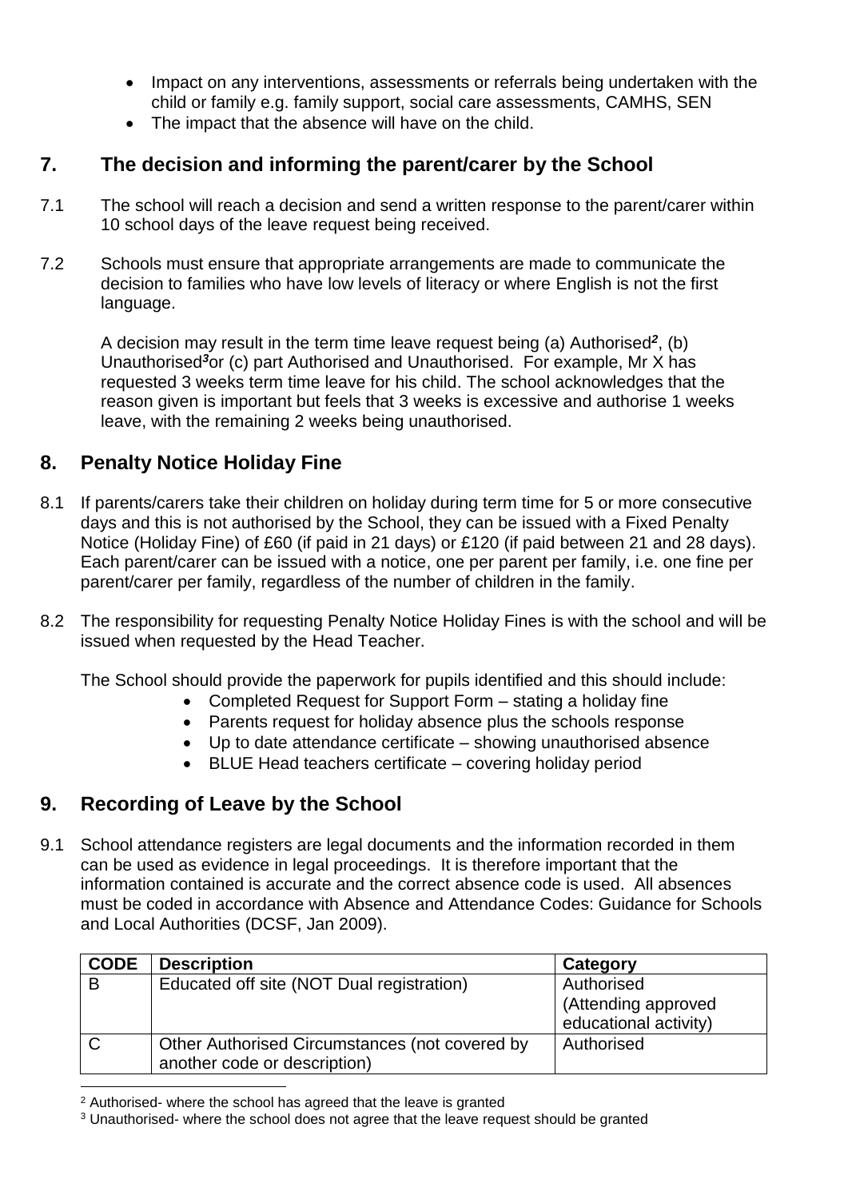- Impact on any interventions, assessments or referrals being undertaken with the child or family e.g. family support, social care assessments, CAMHS, SEN
- The impact that the absence will have on the child.

## 7. The decision and informing the parent/carer by the School

7.1 The school will reach a decision and send a written response to the parent/carer within 10 school days of the leave request being received.

7.2 Schools must ensure that appropriate arrangements are made to communicate the decision to families who have low levels of literacy or where English is not the first language.

A decision may result in the term time leave request being (a) Authorised[2], (b) Unauthorised[3]or (c) part Authorised and Unauthorised. For example, Mr X has requested 3 weeks term time leave for his child. The school acknowledges that the reason given is important but feels that 3 weeks is excessive and authorise 1 weeks leave, with the remaining 2 weeks being unauthorised.

## 8. Penalty Notice Holiday Fine

8.1 If parents/carers take their children on holiday during term time for 5 or more consecutive days and this is not authorised by the School, they can be issued with a Fixed Penalty Notice (Holiday Fine) of £60 (if paid in 21 days) or £120 (if paid between 21 and 28 days). Each parent/carer can be issued with a notice, one per parent per family, i.e. one fine per parent/carer per family, regardless of the number of children in the family.

8.2 The responsibility for requesting Penalty Notice Holiday Fines is with the school and will be issued when requested by the Head Teacher.

The School should provide the paperwork for pupils identified and this should include:

- Completed Request for Support Form – stating a holiday fine
- Parents request for holiday absence plus the schools response
- Up to date attendance certificate – showing unauthorised absence
- BLUE Head teachers certificate – covering holiday period

## 9. Recording of Leave by the School

9.1 School attendance registers are legal documents and the information recorded in them can be used as evidence in legal proceedings. It is therefore important that the information contained is accurate and the correct absence code is used. All absences must be coded in accordance with Absence and Attendance Codes: Guidance for Schools and Local Authorities (DCSF, Jan 2009).

| CODE | Description | Category |
|---|---|---|
| B | Educated off site (NOT Dual registration) | Authorised (Attending approved educational activity) |
| C | Other Authorised Circumstances (not covered by another code or description) | Authorised |

[2] Authorised- where the school has agreed that the leave is granted

[3] Unauthorised- where the school does not agree that the leave request should be granted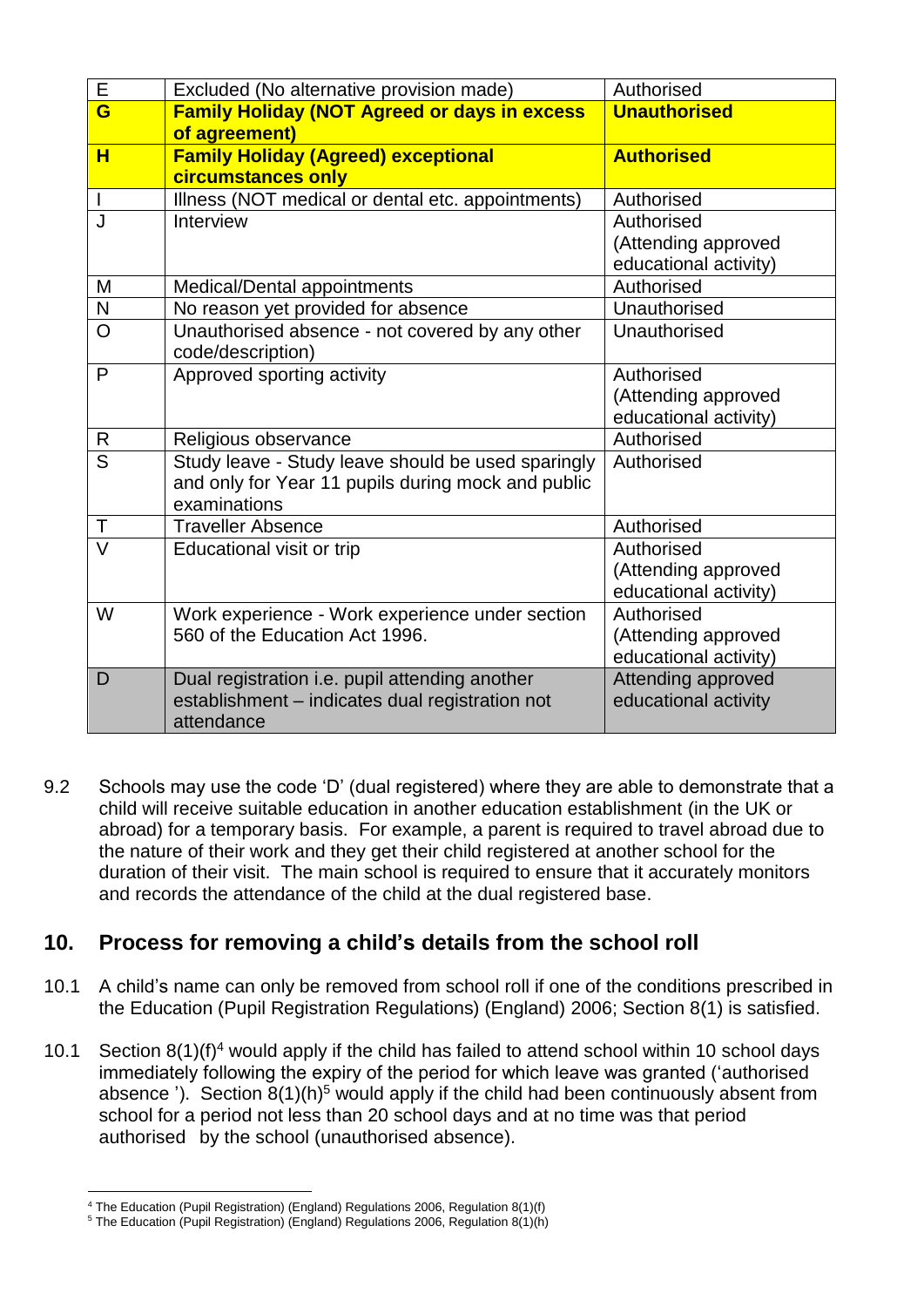| | | |
|---|---|---|
| E | Excluded (No alternative provision made) | Authorised |
| **G** | **Family Holiday (NOT Agreed or days in excess of agreement)** | **Unauthorised** |
| **H** | **Family Holiday (Agreed) exceptional circumstances only** | **Authorised** |
| I | Illness (NOT medical or dental etc. appointments) | Authorised |
| J | Interview | Authorised (Attending approved educational activity) |
| M | Medical/Dental appointments | Authorised |
| N | No reason yet provided for absence | Unauthorised |
| O | Unauthorised absence - not covered by any other code/description) | Unauthorised |
| P | Approved sporting activity | Authorised (Attending approved educational activity) |
| R | Religious observance | Authorised |
| S | Study leave - Study leave should be used sparingly and only for Year 11 pupils during mock and public examinations | Authorised |
| T | Traveller Absence | Authorised |
| V | Educational visit or trip | Authorised (Attending approved educational activity) |
| W | Work experience - Work experience under section 560 of the Education Act 1996. | Authorised (Attending approved educational activity) |
| D | Dual registration i.e. pupil attending another establishment – indicates dual registration not attendance | Attending approved educational activity |

9.2 Schools may use the code 'D' (dual registered) where they are able to demonstrate that a child will receive suitable education in another education establishment (in the UK or abroad) for a temporary basis. For example, a parent is required to travel abroad due to the nature of their work and they get their child registered at another school for the duration of their visit. The main school is required to ensure that it accurately monitors and records the attendance of the child at the dual registered base.

## 10. Process for removing a child's details from the school roll

10.1 A child's name can only be removed from school roll if one of the conditions prescribed in the Education (Pupil Registration Regulations) (England) 2006; Section 8(1) is satisfied.

10.1 Section 8(1)(f)[4] would apply if the child has failed to attend school within 10 school days immediately following the expiry of the period for which leave was granted ('authorised absence '). Section 8(1)(h)[5] would apply if the child had been continuously absent from school for a period not less than 20 school days and at no time was that period authorised by the school (unauthorised absence).

[4] The Education (Pupil Registration) (England) Regulations 2006, Regulation 8(1)(f)

[5] The Education (Pupil Registration) (England) Regulations 2006, Regulation 8(1)(h)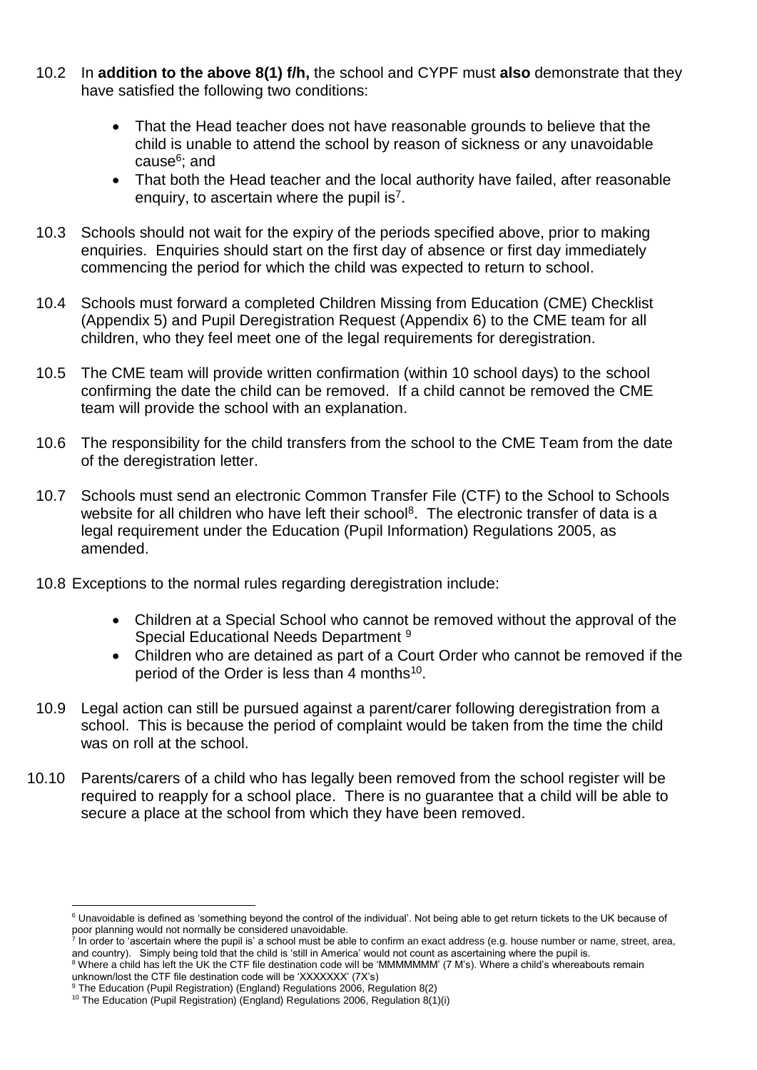10.2 In **addition to the above 8(1) f/h,** the school and CYPF must **also** demonstrate that they have satisfied the following two conditions:

- That the Head teacher does not have reasonable grounds to believe that the child is unable to attend the school by reason of sickness or any unavoidable cause[6]; and
- That both the Head teacher and the local authority have failed, after reasonable enquiry, to ascertain where the pupil is[7].

10.3 Schools should not wait for the expiry of the periods specified above, prior to making enquiries. Enquiries should start on the first day of absence or first day immediately commencing the period for which the child was expected to return to school.

10.4 Schools must forward a completed Children Missing from Education (CME) Checklist (Appendix 5) and Pupil Deregistration Request (Appendix 6) to the CME team for all children, who they feel meet one of the legal requirements for deregistration.

10.5 The CME team will provide written confirmation (within 10 school days) to the school confirming the date the child can be removed. If a child cannot be removed the CME team will provide the school with an explanation.

10.6 The responsibility for the child transfers from the school to the CME Team from the date of the deregistration letter.

10.7 Schools must send an electronic Common Transfer File (CTF) to the School to Schools website for all children who have left their school[8]. The electronic transfer of data is a legal requirement under the Education (Pupil Information) Regulations 2005, as amended.

10.8 Exceptions to the normal rules regarding deregistration include:

- Children at a Special School who cannot be removed without the approval of the Special Educational Needs Department [9]
- Children who are detained as part of a Court Order who cannot be removed if the period of the Order is less than 4 months[10].

10.9 Legal action can still be pursued against a parent/carer following deregistration from a school. This is because the period of complaint would be taken from the time the child was on roll at the school.

10.10 Parents/carers of a child who has legally been removed from the school register will be required to reapply for a school place. There is no guarantee that a child will be able to secure a place at the school from which they have been removed.

---

[6] Unavoidable is defined as 'something beyond the control of the individual'. Not being able to get return tickets to the UK because of poor planning would not normally be considered unavoidable.

[7] In order to 'ascertain where the pupil is' a school must be able to confirm an exact address (e.g. house number or name, street, area, and country). Simply being told that the child is 'still in America' would not count as ascertaining where the pupil is.

[8] Where a child has left the UK the CTF file destination code will be 'MMMMMMM' (7 M's). Where a child's whereabouts remain unknown/lost the CTF file destination code will be 'XXXXXXX' (7X's)

[9] The Education (Pupil Registration) (England) Regulations 2006, Regulation 8(2)

[10] The Education (Pupil Registration) (England) Regulations 2006, Regulation 8(1)(i)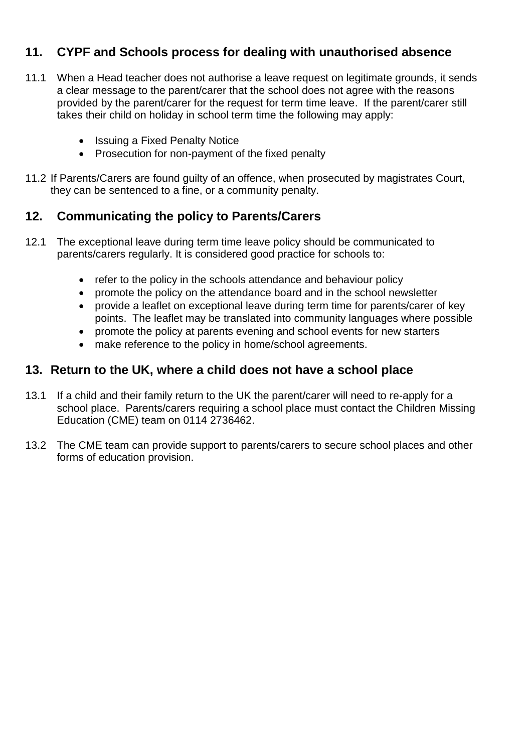## 11. CYPF and Schools process for dealing with unauthorised absence

11.1 When a Head teacher does not authorise a leave request on legitimate grounds, it sends a clear message to the parent/carer that the school does not agree with the reasons provided by the parent/carer for the request for term time leave. If the parent/carer still takes their child on holiday in school term time the following may apply:

- Issuing a Fixed Penalty Notice
- Prosecution for non-payment of the fixed penalty

11.2 If Parents/Carers are found guilty of an offence, when prosecuted by magistrates Court, they can be sentenced to a fine, or a community penalty.

## 12. Communicating the policy to Parents/Carers

12.1 The exceptional leave during term time leave policy should be communicated to parents/carers regularly. It is considered good practice for schools to:

- refer to the policy in the schools attendance and behaviour policy
- promote the policy on the attendance board and in the school newsletter
- provide a leaflet on exceptional leave during term time for parents/carer of key points. The leaflet may be translated into community languages where possible
- promote the policy at parents evening and school events for new starters
- make reference to the policy in home/school agreements.

## 13. Return to the UK, where a child does not have a school place

13.1 If a child and their family return to the UK the parent/carer will need to re-apply for a school place. Parents/carers requiring a school place must contact the Children Missing Education (CME) team on 0114 2736462.

13.2 The CME team can provide support to parents/carers to secure school places and other forms of education provision.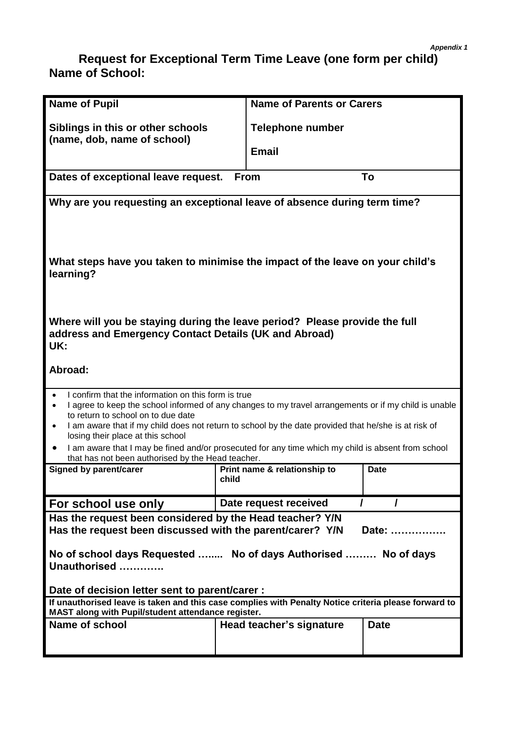*Appendix 1*

# Request for Exceptional Term Time Leave (one form per child)

**Name of School:**

| **Name of Pupil** | **Name of Parents or Carers** |
|---|---|
| **Siblings in this or other schools (name, dob, name of school)** | **Telephone number**<br><br>**Email** |

**Dates of exceptional leave request. From To**

**Why are you requesting an exceptional leave of absence during term time?**

**What steps have you taken to minimise the impact of the leave on your child's learning?**

**Where will you be staying during the leave period? Please provide the full address and Emergency Contact Details (UK and Abroad)**

**UK:**

**Abroad:**

- I confirm that the information on this form is true
- I agree to keep the school informed of any changes to my travel arrangements or if my child is unable to return to school on to due date
- I am aware that if my child does not return to school by the date provided that he/she is at risk of losing their place at this school
- I am aware that I may be fined and/or prosecuted for any time which my child is absent from school that has not been authorised by the Head teacher.

| **Signed by parent/carer** | **Print name & relationship to child** | **Date** |
|---|---|---|
| | | |

| **For school use only** | **Date request received / /** |
|---|---|

**Has the request been considered by the Head teacher? Y/N**

**Has the request been discussed with the parent/carer? Y/N Date: …………….**

**No of school days Requested …..... No of days Authorised ……… No of days Unauthorised ………….**

**Date of decision letter sent to parent/carer :**

**If unauthorised leave is taken and this case complies with Penalty Notice criteria please forward to MAST along with Pupil/student attendance register.**

| **Name of school** | **Head teacher's signature** | **Date** |
|---|---|---|
| | | |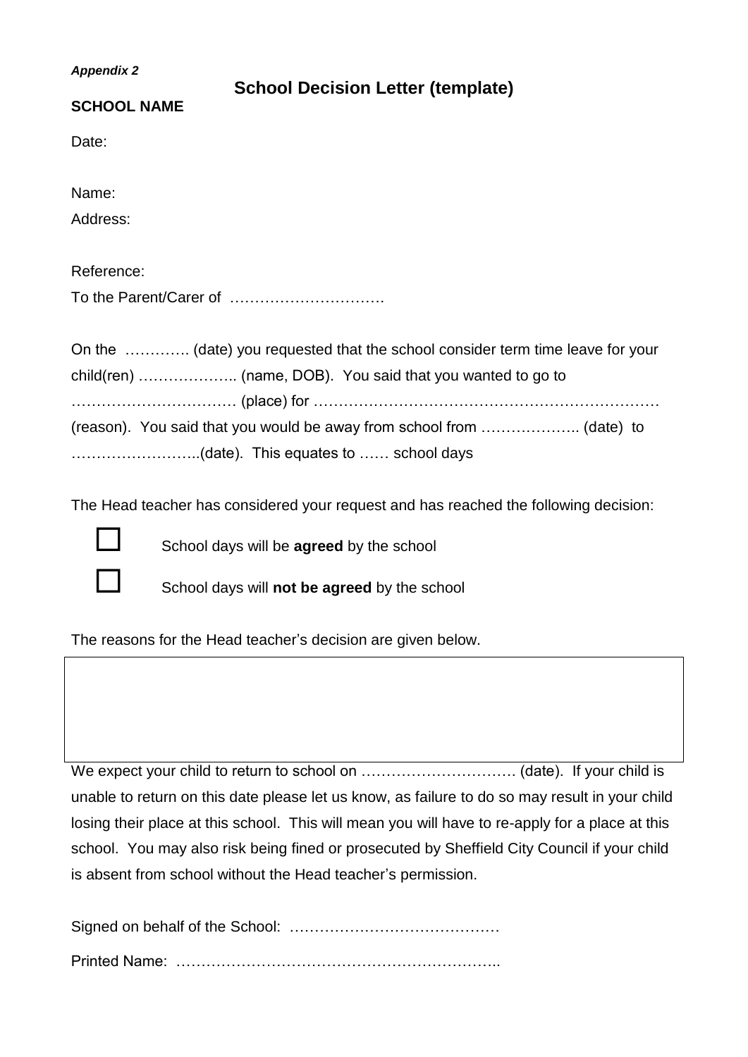*Appendix 2*

**School Decision Letter (template)**

**SCHOOL NAME**

Date:

Name:

Address:

Reference:

To the Parent/Carer of ………………………….

On the …………. (date) you requested that the school consider term time leave for your child(ren) ……………….. (name, DOB). You said that you wanted to go to …………………………… (place) for …………………………………………………………… (reason). You said that you would be away from school from ……………….. (date) to ……………………..(date). This equates to …… school days

The Head teacher has considered your request and has reached the following decision:

☐ School days will be **agreed** by the school

☐ School days will **not be agreed** by the school

The reasons for the Head teacher's decision are given below.

| |
|---|
| |

We expect your child to return to school on …………………………. (date). If your child is unable to return on this date please let us know, as failure to do so may result in your child losing their place at this school. This will mean you will have to re-apply for a place at this school. You may also risk being fined or prosecuted by Sheffield City Council if your child is absent from school without the Head teacher's permission.

Signed on behalf of the School: ……………………………………

Printed Name: ………………………………………………………..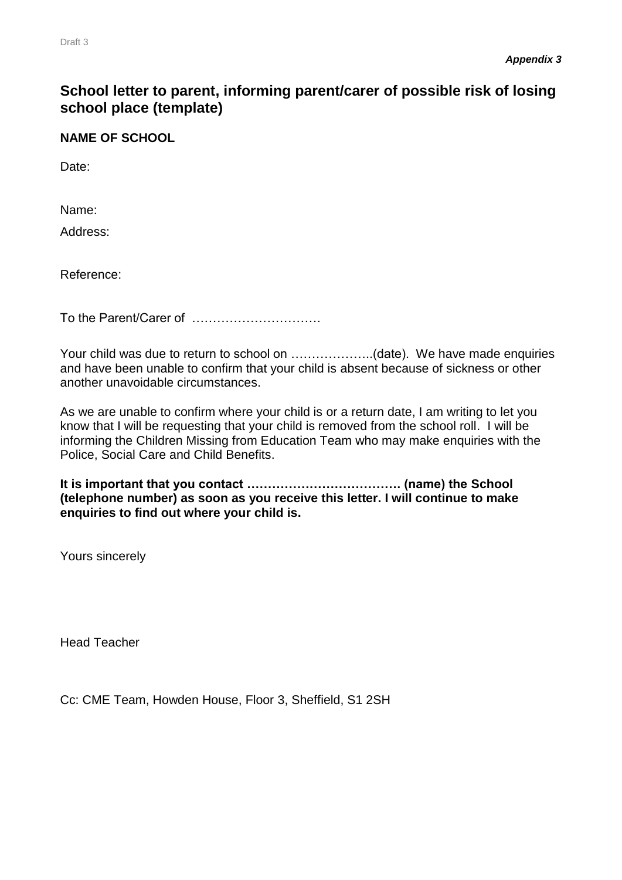*Appendix 3*

# School letter to parent, informing parent/carer of possible risk of losing school place (template)

**NAME OF SCHOOL**

Date:

Name:

Address:

Reference:

To the Parent/Carer of …………………………

Your child was due to return to school on ………………..(date). We have made enquiries and have been unable to confirm that your child is absent because of sickness or other another unavoidable circumstances.

As we are unable to confirm where your child is or a return date, I am writing to let you know that I will be requesting that your child is removed from the school roll. I will be informing the Children Missing from Education Team who may make enquiries with the Police, Social Care and Child Benefits.

**It is important that you contact ………………………………. (name) the School (telephone number) as soon as you receive this letter. I will continue to make enquiries to find out where your child is.**

Yours sincerely

Head Teacher

Cc: CME Team, Howden House, Floor 3, Sheffield, S1 2SH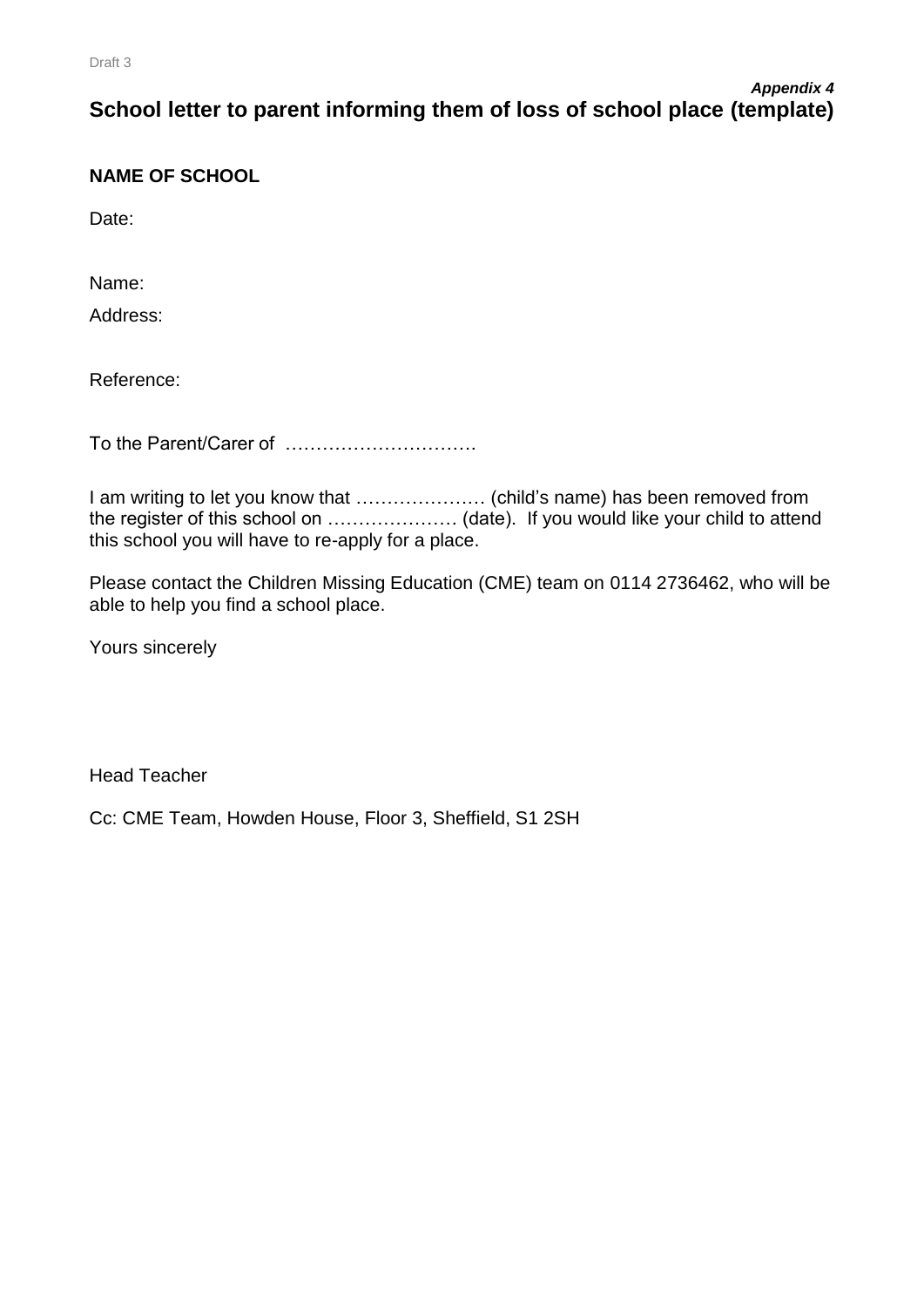*Appendix 4*

# School letter to parent informing them of loss of school place (template)

**NAME OF SCHOOL**

Date:

Name:

Address:

Reference:

To the Parent/Carer of …………………………

I am writing to let you know that ………………… (child's name) has been removed from the register of this school on ………………… (date). If you would like your child to attend this school you will have to re-apply for a place.

Please contact the Children Missing Education (CME) team on 0114 2736462, who will be able to help you find a school place.

Yours sincerely

Head Teacher

Cc: CME Team, Howden House, Floor 3, Sheffield, S1 2SH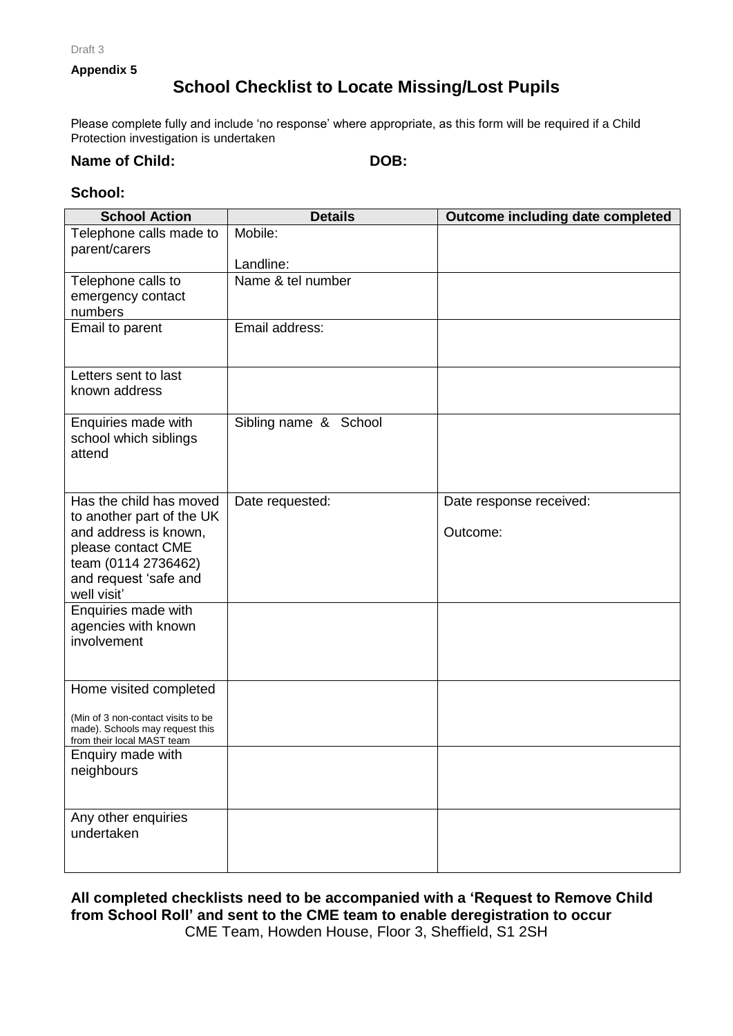Draft 3

**Appendix 5**

# School Checklist to Locate Missing/Lost Pupils

Please complete fully and include 'no response' where appropriate, as this form will be required if a Child Protection investigation is undertaken

**Name of Child:** **DOB:**

**School:**

| School Action | Details | Outcome including date completed |
|---|---|---|
| Telephone calls made to parent/carers | Mobile:<br><br>Landline: | |
| Telephone calls to emergency contact numbers | Name & tel number | |
| Email to parent | Email address: | |
| Letters sent to last known address | | |
| Enquiries made with school which siblings attend | Sibling name & School | |
| Has the child has moved to another part of the UK and address is known, please contact CME team (0114 2736462) and request 'safe and well visit' | Date requested: | Date response received:<br><br>Outcome: |
| Enquiries made with agencies with known involvement | | |
| Home visited completed<br><br>(Min of 3 non-contact visits to be made). Schools may request this from their local MAST team | | |
| Enquiry made with neighbours | | |
| Any other enquiries undertaken | | |

**All completed checklists need to be accompanied with a 'Request to Remove Child from School Roll' and sent to the CME team to enable deregistration to occur**

CME Team, Howden House, Floor 3, Sheffield, S1 2SH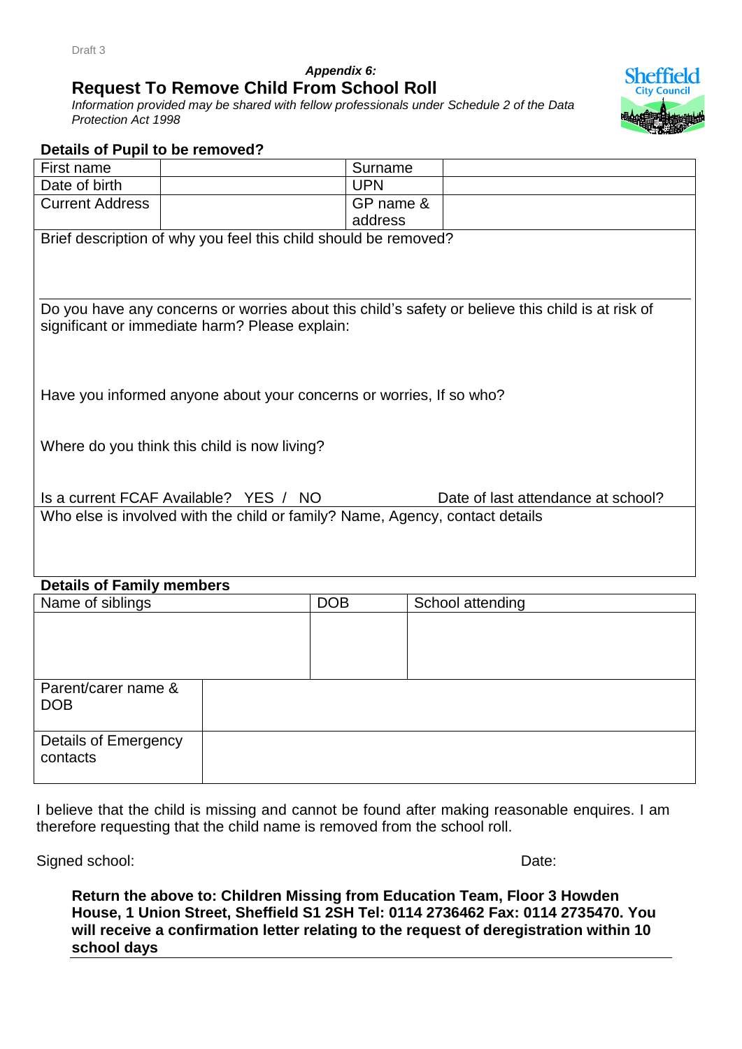Draft 3

***Appendix 6:***

## Request To Remove Child From School Roll

*Information provided may be shared with fellow professionals under Schedule 2 of the Data Protection Act 1998*

**Details of Pupil to be removed?**

| | | | |
|---|---|---|---|
| First name | | Surname | |
| Date of birth | | UPN | |
| Current Address | | GP name & address | |

Brief description of why you feel this child should be removed?

Do you have any concerns or worries about this child's safety or believe this child is at risk of significant or immediate harm? Please explain:

Have you informed anyone about your concerns or worries, If so who?

Where do you think this child is now living?

Is a current FCAF Available? YES / NO

Date of last attendance at school?

Who else is involved with the child or family? Name, Agency, contact details

**Details of Family members**

| Name of siblings | DOB | School attending |
|---|---|---|
| | | |

| | |
|---|---|
| Parent/carer name & DOB | |
| Details of Emergency contacts | |

I believe that the child is missing and cannot be found after making reasonable enquires. I am therefore requesting that the child name is removed from the school roll.

Signed school:

Date:

**Return the above to: Children Missing from Education Team, Floor 3 Howden House, 1 Union Street, Sheffield S1 2SH Tel: 0114 2736462 Fax: 0114 2735470. You will receive a confirmation letter relating to the request of deregistration within 10 school days**